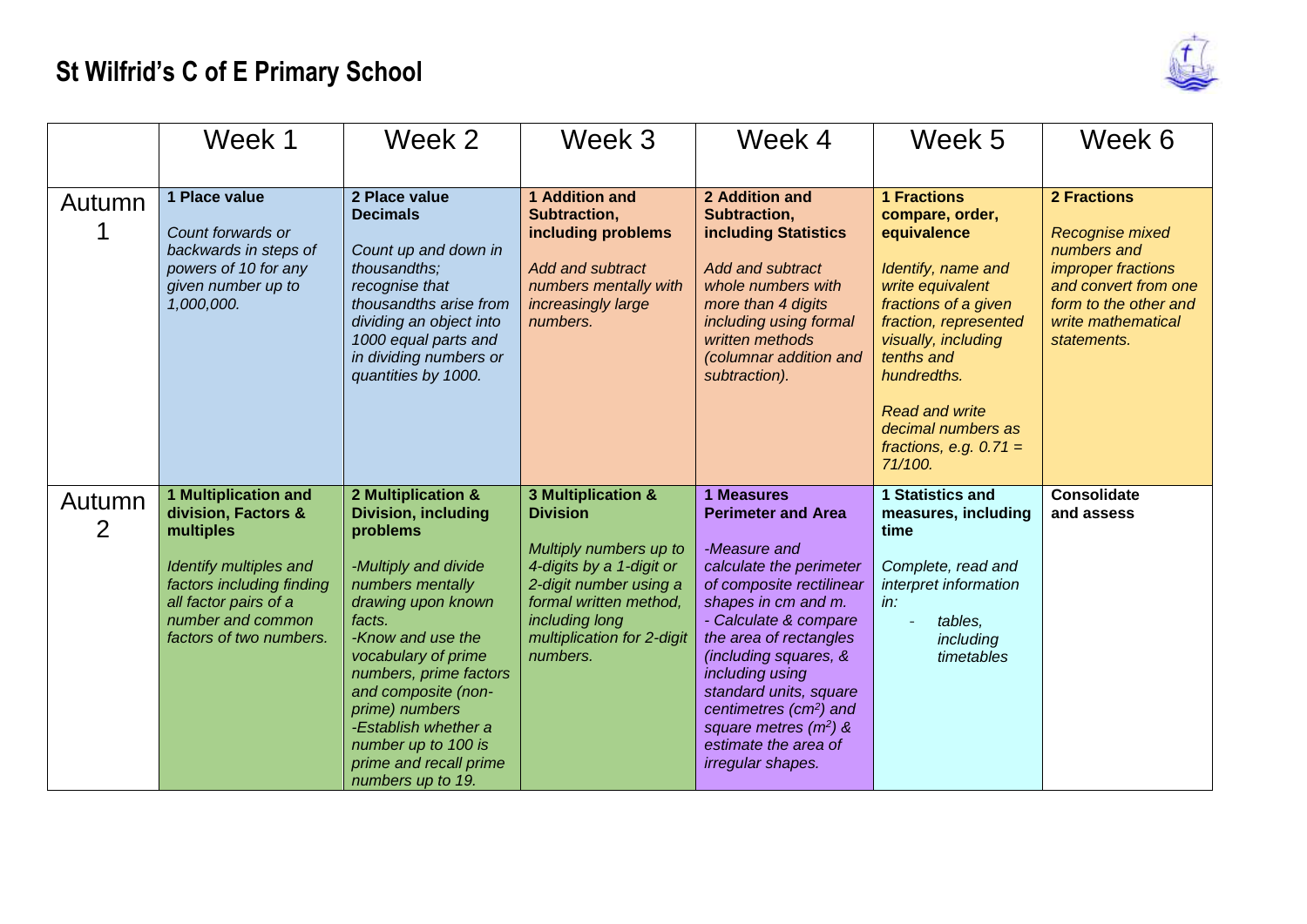# St Wilfrid's C of E Primary School

| | Week 1 | Week 2 | Week 3 | Week 4 | Week 5 | Week 6 |
|---|---|---|---|---|---|---|
| Autumn 1 | **1 Place value**<br><br>*Count forwards or backwards in steps of powers of 10 for any given number up to 1,000,000.* | **2 Place value Decimals**<br><br>*Count up and down in thousandths; recognise that thousandths arise from dividing an object into 1000 equal parts and in dividing numbers or quantities by 1000.* | **1 Addition and Subtraction, including problems**<br><br>*Add and subtract numbers mentally with increasingly large numbers.* | **2 Addition and Subtraction, including Statistics**<br><br>*Add and subtract whole numbers with more than 4 digits including using formal written methods (columnar addition and subtraction).* | **1 Fractions compare, order, equivalence**<br><br>*Identify, name and write equivalent fractions of a given fraction, represented visually, including tenths and hundredths.*<br><br>*Read and write decimal numbers as fractions, e.g. 0.71 = 71/100.* | **2 Fractions**<br><br>*Recognise mixed numbers and improper fractions and convert from one form to the other and write mathematical statements.* |
| Autumn 2 | **1 Multiplication and division, Factors & multiples**<br><br>*Identify multiples and factors including finding all factor pairs of a number and common factors of two numbers.* | **2 Multiplication & Division, including problems**<br><br>*-Multiply and divide numbers mentally drawing upon known facts.*<br>*-Know and use the vocabulary of prime numbers, prime factors and composite (non-prime) numbers*<br>*-Establish whether a number up to 100 is prime and recall prime numbers up to 19.* | **3 Multiplication & Division**<br><br>*Multiply numbers up to 4-digits by a 1-digit or 2-digit number using a formal written method, including long multiplication for 2-digit numbers.* | **1 Measures Perimeter and Area**<br><br>*-Measure and calculate the perimeter of composite rectilinear shapes in cm and m.*<br>*- Calculate & compare the area of rectangles (including squares, & including using standard units, square centimetres ($cm^2$) and square metres ($m^2$) & estimate the area of irregular shapes.* | **1 Statistics and measures, including time**<br><br>*Complete, read and interpret information in:*<br>- *tables, including timetables* | **Consolidate and assess** |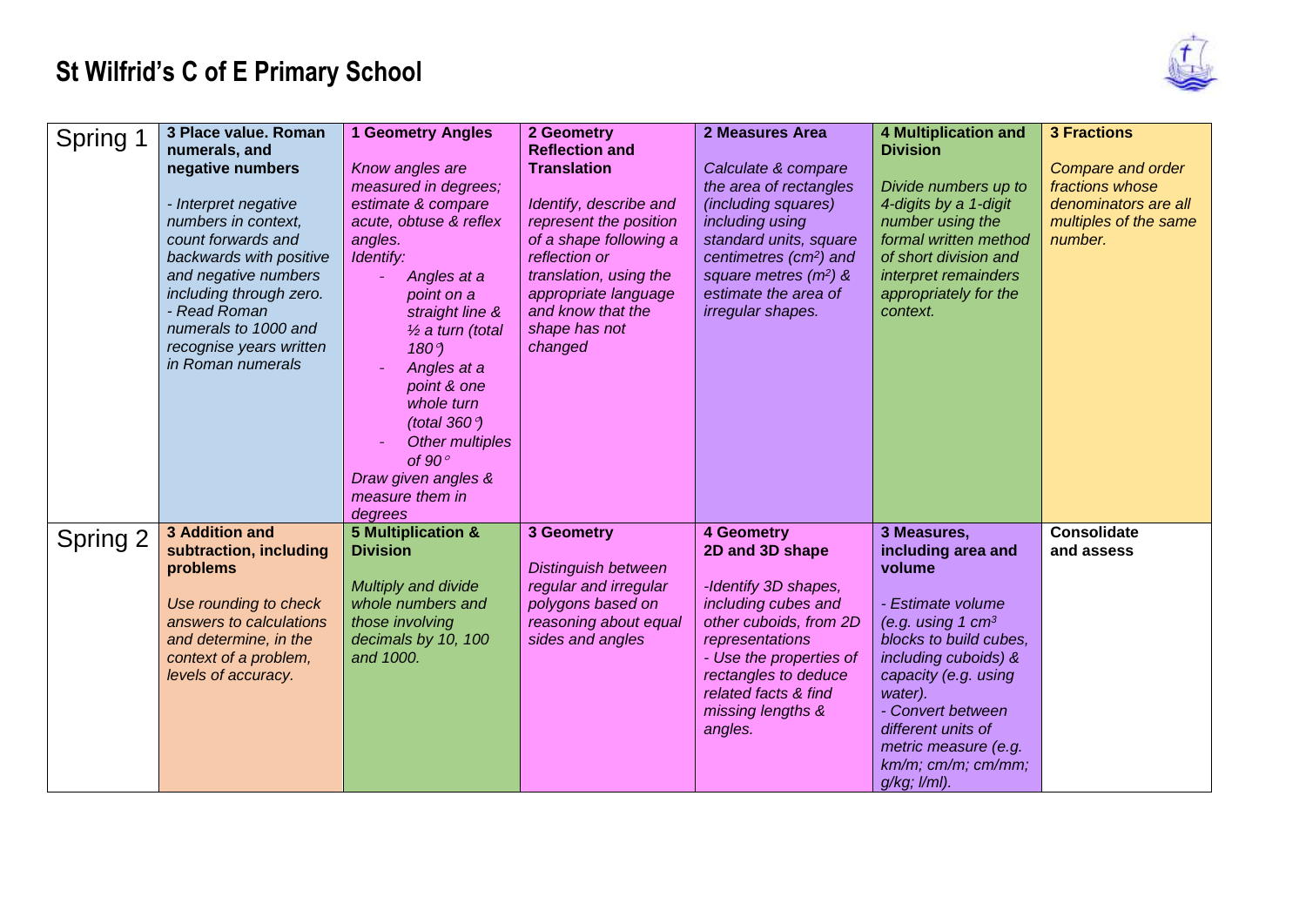# St Wilfrid's C of E Primary School

| | | | | | | |
|---|---|---|---|---|---|---|
| Spring 1 | **3 Place value. Roman numerals, and negative numbers**<br><br>*- Interpret negative numbers in context, count forwards and backwards with positive and negative numbers including through zero.*<br>*- Read Roman numerals to 1000 and recognise years written in Roman numerals* | **1 Geometry Angles**<br><br>*Know angles are measured in degrees; estimate & compare acute, obtuse & reflex angles.*<br>*Identify:*<br>*- Angles at a point on a straight line & ½ a turn (total 180°)*<br>*- Angles at a point & one whole turn (total 360°)*<br>*- Other multiples of 90°*<br>*Draw given angles & measure them in degrees* | **2 Geometry Reflection and Translation**<br><br>*Identify, describe and represent the position of a shape following a reflection or translation, using the appropriate language and know that the shape has not changed* | **2 Measures Area**<br><br>*Calculate & compare the area of rectangles (including squares) including using standard units, square centimetres ($cm^2$) and square metres ($m^2$) & estimate the area of irregular shapes.* | **4 Multiplication and Division**<br><br>*Divide numbers up to 4-digits by a 1-digit number using the formal written method of short division and interpret remainders appropriately for the context.* | **3 Fractions**<br><br>*Compare and order fractions whose denominators are all multiples of the same number.* |
| Spring 2 | **3 Addition and subtraction, including problems**<br><br>*Use rounding to check answers to calculations and determine, in the context of a problem, levels of accuracy.* | **5 Multiplication & Division**<br><br>*Multiply and divide whole numbers and those involving decimals by 10, 100 and 1000.* | **3 Geometry**<br><br>*Distinguish between regular and irregular polygons based on reasoning about equal sides and angles* | **4 Geometry 2D and 3D shape**<br><br>*-Identify 3D shapes, including cubes and other cuboids, from 2D representations*<br>*- Use the properties of rectangles to deduce related facts & find missing lengths & angles.* | **3 Measures, including area and volume**<br><br>*- Estimate volume (e.g. using 1 $cm^3$ blocks to build cubes, including cuboids) & capacity (e.g. using water).*<br>*- Convert between different units of metric measure (e.g. km/m; cm/m; cm/mm; g/kg; l/ml).* | **Consolidate and assess** |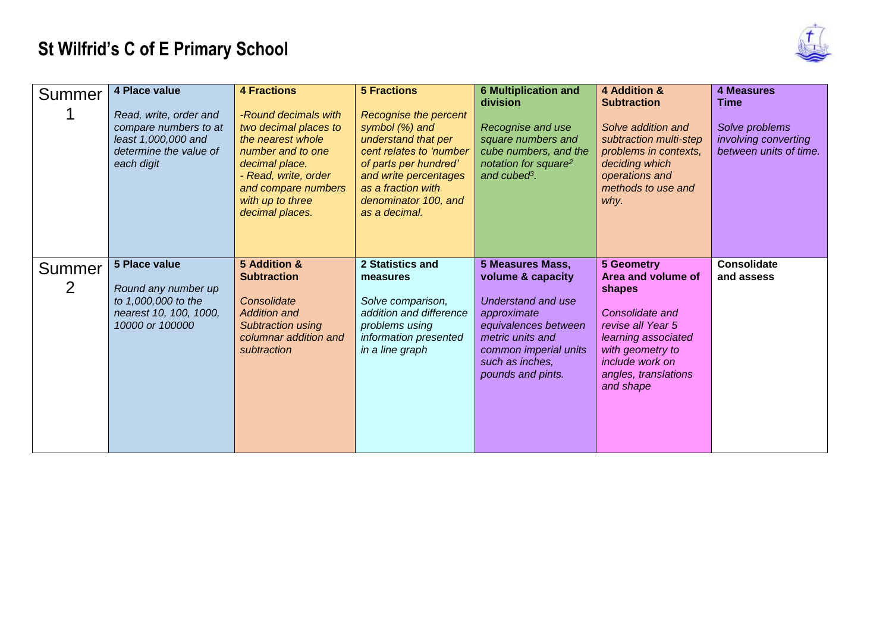# St Wilfrid's C of E Primary School

| | | | | | | |
|---|---|---|---|---|---|---|
| Summer 1 | **4 Place value**<br><br>*Read, write, order and compare numbers to at least 1,000,000 and determine the value of each digit* | **4 Fractions**<br><br>*-Round decimals with two decimal places to the nearest whole number and to one decimal place.*<br>*- Read, write, order and compare numbers with up to three decimal places.* | **5 Fractions**<br><br>*Recognise the percent symbol (%) and understand that per cent relates to 'number of parts per hundred' and write percentages as a fraction with denominator 100, and as a decimal.* | **6 Multiplication and division**<br><br>*Recognise and use square numbers and cube numbers, and the notation for square$^2$ and cubed$^3$.* | **4 Addition & Subtraction**<br><br>*Solve addition and subtraction multi-step problems in contexts, deciding which operations and methods to use and why.* | **4 Measures Time**<br><br>*Solve problems involving converting between units of time.* |
| Summer 2 | **5 Place value**<br><br>*Round any number up to 1,000,000 to the nearest 10, 100, 1000, 10000 or 100000* | **5 Addition & Subtraction**<br><br>*Consolidate Addition and Subtraction using columnar addition and subtraction* | **2 Statistics and measures**<br><br>*Solve comparison, addition and difference problems using information presented in a line graph* | **5 Measures Mass, volume & capacity**<br><br>*Understand and use approximate equivalences between metric units and common imperial units such as inches, pounds and pints.* | **5 Geometry Area and volume of shapes**<br><br>*Consolidate and revise all Year 5 learning associated with geometry to include work on angles, translations and shape* | **Consolidate and assess** |